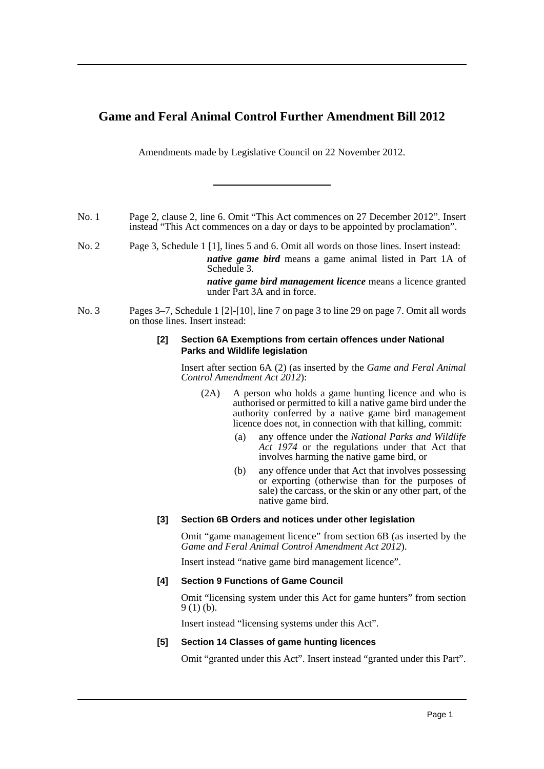# Game and Feral Animal Control Further Amendment Bill 2012

Amendments made by Legislative Council on 22 November 2012.

---

No. 1 Page 2, clause 2, line 6. Omit "This Act commences on 27 December 2012". Insert instead "This Act commences on a day or days to be appointed by proclamation".

No. 2 Page 3, Schedule 1 [1], lines 5 and 6. Omit all words on those lines. Insert instead:

> ***native game bird*** means a game animal listed in Part 1A of Schedule 3.
>
> ***native game bird management licence*** means a licence granted under Part 3A and in force.

No. 3 Pages 3–7, Schedule 1 [2]-[10], line 7 on page 3 to line 29 on page 7. Omit all words on those lines. Insert instead:

**[2] Section 6A Exemptions from certain offences under National Parks and Wildlife legislation**

Insert after section 6A (2) (as inserted by the *Game and Feral Animal Control Amendment Act 2012*):

> (2A) A person who holds a game hunting licence and who is authorised or permitted to kill a native game bird under the authority conferred by a native game bird management licence does not, in connection with that killing, commit:
>
> (a) any offence under the *National Parks and Wildlife Act 1974* or the regulations under that Act that involves harming the native game bird, or
>
> (b) any offence under that Act that involves possessing or exporting (otherwise than for the purposes of sale) the carcass, or the skin or any other part, of the native game bird.

**[3] Section 6B Orders and notices under other legislation**

Omit "game management licence" from section 6B (as inserted by the *Game and Feral Animal Control Amendment Act 2012*).

Insert instead "native game bird management licence".

**[4] Section 9 Functions of Game Council**

Omit "licensing system under this Act for game hunters" from section 9 (1) (b).

Insert instead "licensing systems under this Act".

**[5] Section 14 Classes of game hunting licences**

Omit "granted under this Act". Insert instead "granted under this Part".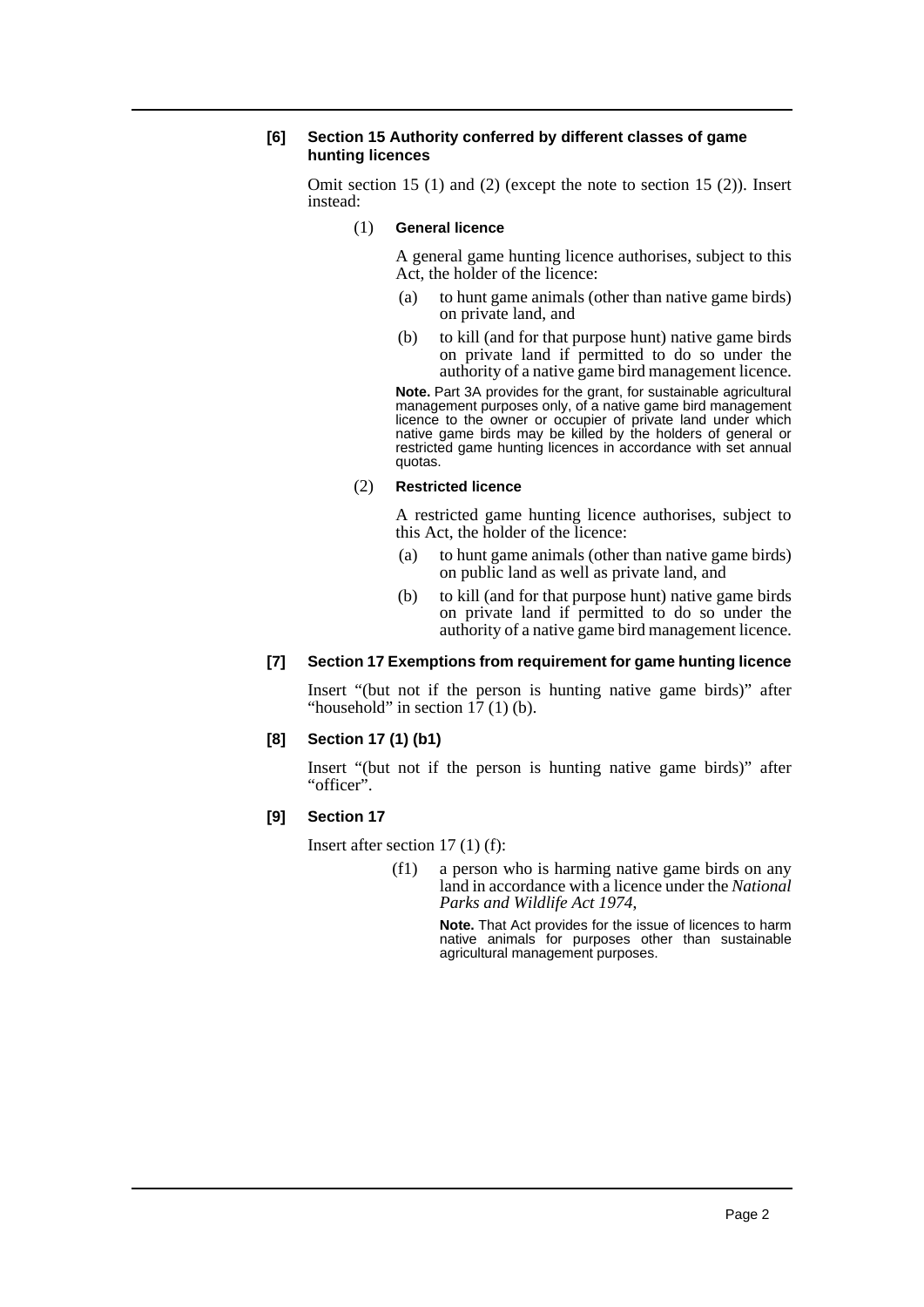**[6] Section 15 Authority conferred by different classes of game hunting licences**

Omit section 15 (1) and (2) (except the note to section 15 (2)). Insert instead:

(1) **General licence**

A general game hunting licence authorises, subject to this Act, the holder of the licence:

(a) to hunt game animals (other than native game birds) on private land, and

(b) to kill (and for that purpose hunt) native game birds on private land if permitted to do so under the authority of a native game bird management licence.

**Note.** Part 3A provides for the grant, for sustainable agricultural management purposes only, of a native game bird management licence to the owner or occupier of private land under which native game birds may be killed by the holders of general or restricted game hunting licences in accordance with set annual quotas.

(2) **Restricted licence**

A restricted game hunting licence authorises, subject to this Act, the holder of the licence:

(a) to hunt game animals (other than native game birds) on public land as well as private land, and

(b) to kill (and for that purpose hunt) native game birds on private land if permitted to do so under the authority of a native game bird management licence.

**[7] Section 17 Exemptions from requirement for game hunting licence**

Insert "(but not if the person is hunting native game birds)" after "household" in section 17 (1) (b).

**[8] Section 17 (1) (b1)**

Insert "(but not if the person is hunting native game birds)" after "officer".

**[9] Section 17**

Insert after section 17 (1) (f):

(f1) a person who is harming native game birds on any land in accordance with a licence under the *National Parks and Wildlife Act 1974*,

**Note.** That Act provides for the issue of licences to harm native animals for purposes other than sustainable agricultural management purposes.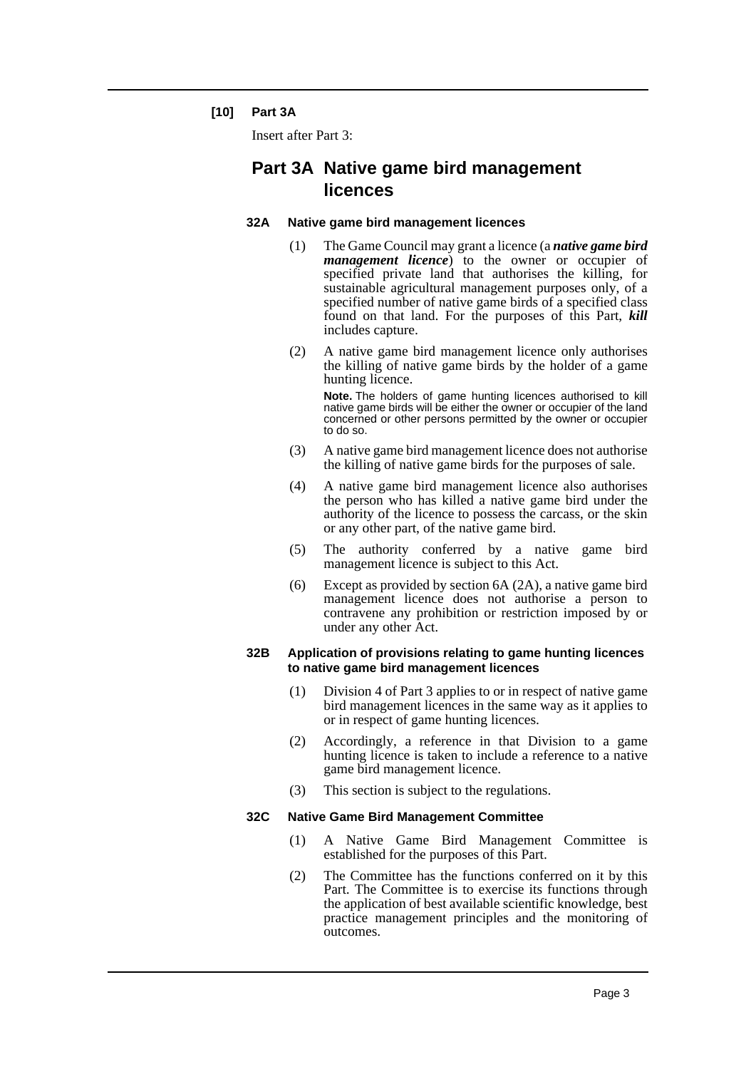**[10] Part 3A**

Insert after Part 3:

# Part 3A Native game bird management licences

### 32A Native game bird management licences

(1) The Game Council may grant a licence (a ***native game bird management licence***) to the owner or occupier of specified private land that authorises the killing, for sustainable agricultural management purposes only, of a specified number of native game birds of a specified class found on that land. For the purposes of this Part, ***kill*** includes capture.

(2) A native game bird management licence only authorises the killing of native game birds by the holder of a game hunting licence.

**Note.** The holders of game hunting licences authorised to kill native game birds will be either the owner or occupier of the land concerned or other persons permitted by the owner or occupier to do so.

(3) A native game bird management licence does not authorise the killing of native game birds for the purposes of sale.

(4) A native game bird management licence also authorises the person who has killed a native game bird under the authority of the licence to possess the carcass, or the skin or any other part, of the native game bird.

(5) The authority conferred by a native game bird management licence is subject to this Act.

(6) Except as provided by section 6A (2A), a native game bird management licence does not authorise a person to contravene any prohibition or restriction imposed by or under any other Act.

### 32B Application of provisions relating to game hunting licences to native game bird management licences

(1) Division 4 of Part 3 applies to or in respect of native game bird management licences in the same way as it applies to or in respect of game hunting licences.

(2) Accordingly, a reference in that Division to a game hunting licence is taken to include a reference to a native game bird management licence.

(3) This section is subject to the regulations.

### 32C Native Game Bird Management Committee

(1) A Native Game Bird Management Committee is established for the purposes of this Part.

(2) The Committee has the functions conferred on it by this Part. The Committee is to exercise its functions through the application of best available scientific knowledge, best practice management principles and the monitoring of outcomes.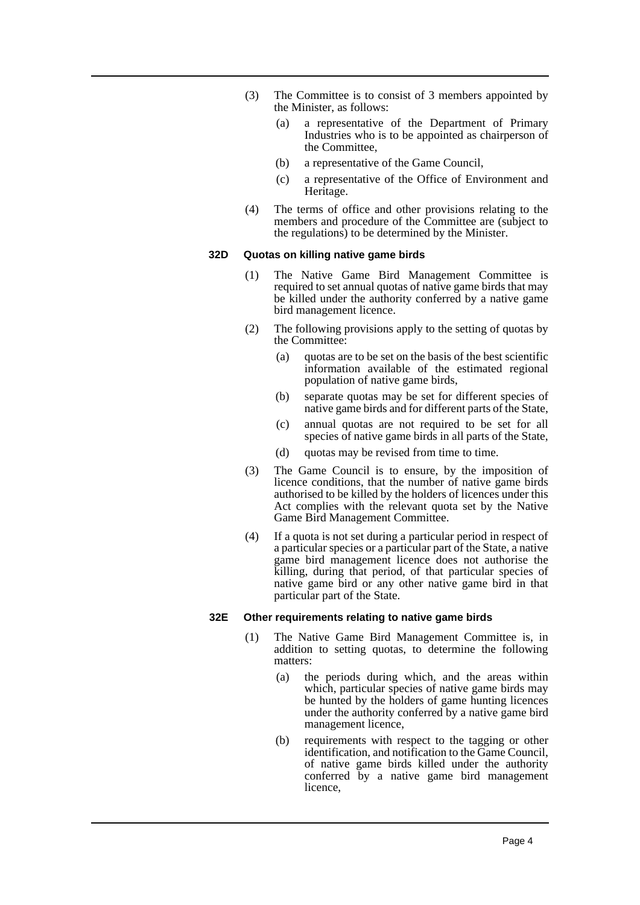(3) The Committee is to consist of 3 members appointed by the Minister, as follows:

(a) a representative of the Department of Primary Industries who is to be appointed as chairperson of the Committee,

(b) a representative of the Game Council,

(c) a representative of the Office of Environment and Heritage.

(4) The terms of office and other provisions relating to the members and procedure of the Committee are (subject to the regulations) to be determined by the Minister.

#### 32D Quotas on killing native game birds

(1) The Native Game Bird Management Committee is required to set annual quotas of native game birds that may be killed under the authority conferred by a native game bird management licence.

(2) The following provisions apply to the setting of quotas by the Committee:

(a) quotas are to be set on the basis of the best scientific information available of the estimated regional population of native game birds,

(b) separate quotas may be set for different species of native game birds and for different parts of the State,

(c) annual quotas are not required to be set for all species of native game birds in all parts of the State,

(d) quotas may be revised from time to time.

(3) The Game Council is to ensure, by the imposition of licence conditions, that the number of native game birds authorised to be killed by the holders of licences under this Act complies with the relevant quota set by the Native Game Bird Management Committee.

(4) If a quota is not set during a particular period in respect of a particular species or a particular part of the State, a native game bird management licence does not authorise the killing, during that period, of that particular species of native game bird or any other native game bird in that particular part of the State.

#### 32E Other requirements relating to native game birds

(1) The Native Game Bird Management Committee is, in addition to setting quotas, to determine the following matters:

(a) the periods during which, and the areas within which, particular species of native game birds may be hunted by the holders of game hunting licences under the authority conferred by a native game bird management licence,

(b) requirements with respect to the tagging or other identification, and notification to the Game Council, of native game birds killed under the authority conferred by a native game bird management licence,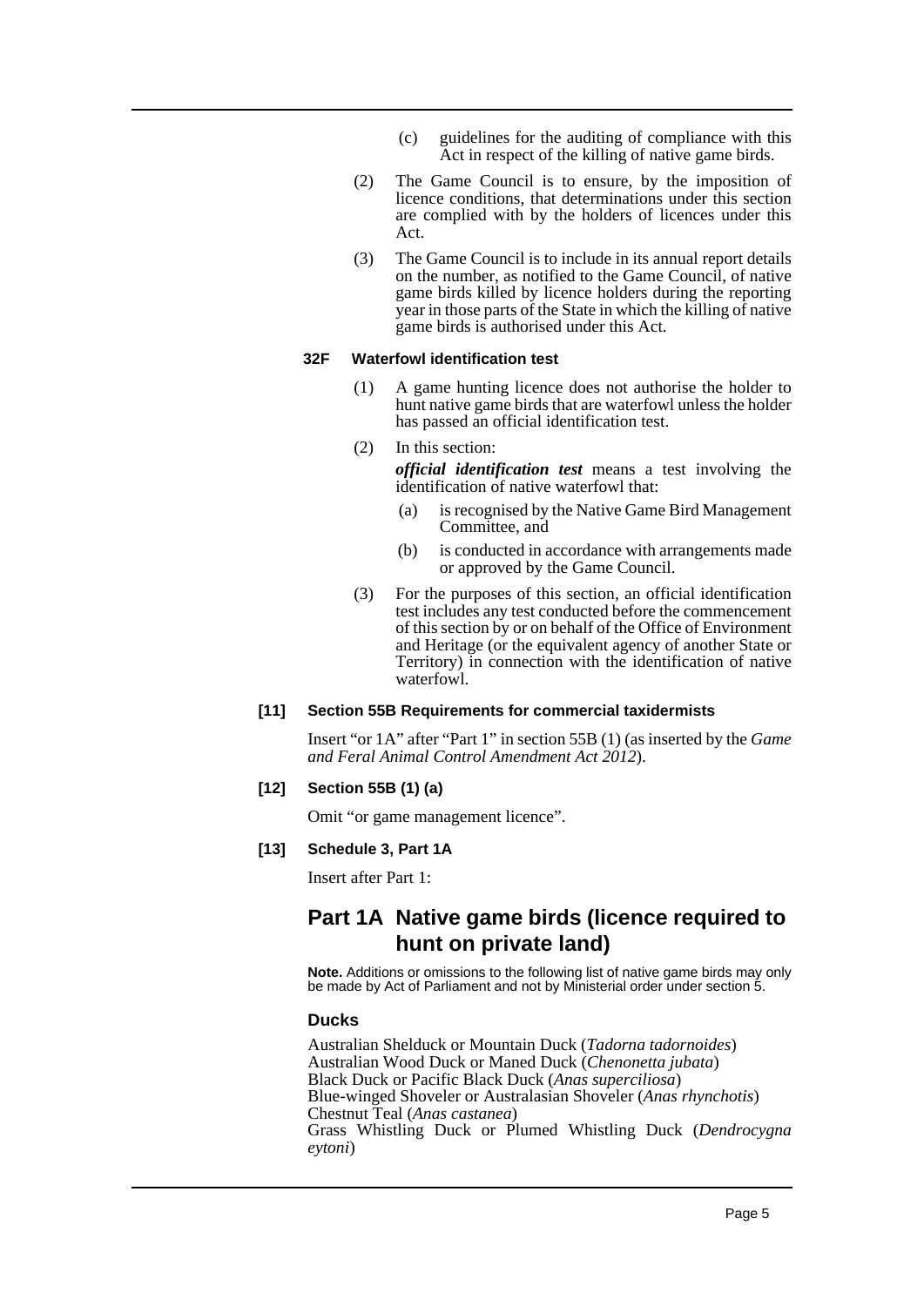(c) guidelines for the auditing of compliance with this Act in respect of the killing of native game birds.

(2) The Game Council is to ensure, by the imposition of licence conditions, that determinations under this section are complied with by the holders of licences under this Act.

(3) The Game Council is to include in its annual report details on the number, as notified to the Game Council, of native game birds killed by licence holders during the reporting year in those parts of the State in which the killing of native game birds is authorised under this Act.

#### 32F Waterfowl identification test

(1) A game hunting licence does not authorise the holder to hunt native game birds that are waterfowl unless the holder has passed an official identification test.

(2) In this section:

***official identification test*** means a test involving the identification of native waterfowl that:

(a) is recognised by the Native Game Bird Management Committee, and

(b) is conducted in accordance with arrangements made or approved by the Game Council.

(3) For the purposes of this section, an official identification test includes any test conducted before the commencement of this section by or on behalf of the Office of Environment and Heritage (or the equivalent agency of another State or Territory) in connection with the identification of native waterfowl.

#### [11] Section 55B Requirements for commercial taxidermists

Insert "or 1A" after "Part 1" in section 55B (1) (as inserted by the *Game and Feral Animal Control Amendment Act 2012*).

#### [12] Section 55B (1) (a)

Omit "or game management licence".

#### [13] Schedule 3, Part 1A

Insert after Part 1:

## Part 1A Native game birds (licence required to hunt on private land)

**Note.** Additions or omissions to the following list of native game birds may only be made by Act of Parliament and not by Ministerial order under section 5.

### Ducks

Australian Shelduck or Mountain Duck (*Tadorna tadornoides*)
Australian Wood Duck or Maned Duck (*Chenonetta jubata*)
Black Duck or Pacific Black Duck (*Anas superciliosa*)
Blue-winged Shoveler or Australasian Shoveler (*Anas rhynchotis*)
Chestnut Teal (*Anas castanea*)
Grass Whistling Duck or Plumed Whistling Duck (*Dendrocygna eytoni*)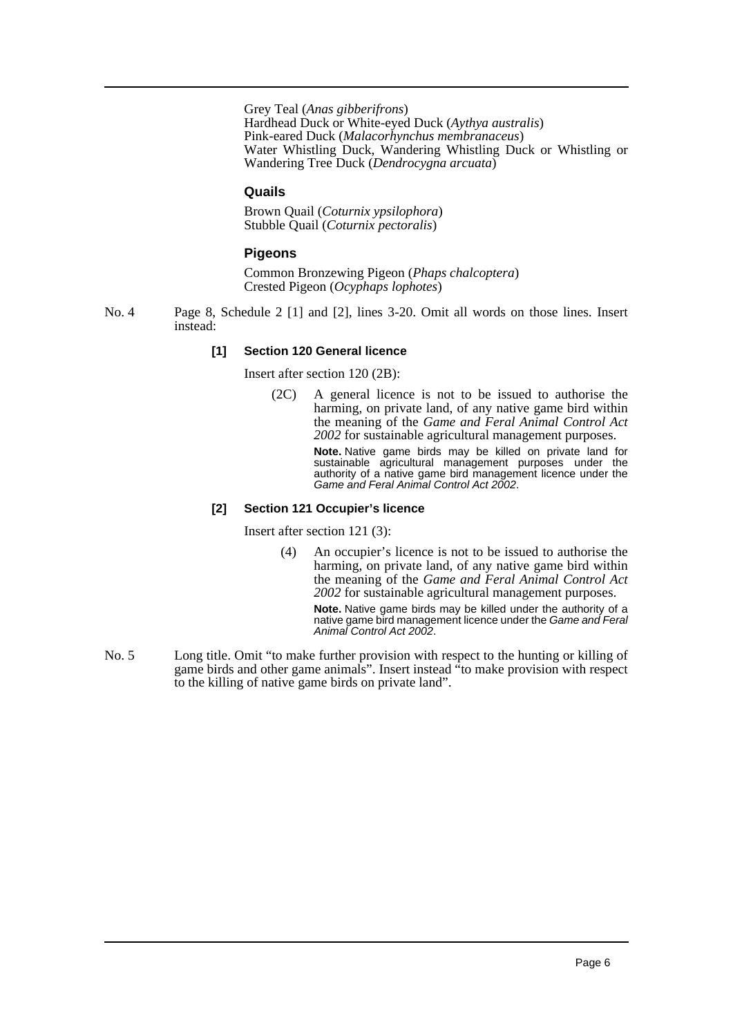Grey Teal (*Anas gibberifrons*)
Hardhead Duck or White-eyed Duck (*Aythya australis*)
Pink-eared Duck (*Malacorhynchus membranaceus*)
Water Whistling Duck, Wandering Whistling Duck or Whistling or Wandering Tree Duck (*Dendrocygna arcuata*)

**Quails**

Brown Quail (*Coturnix ypsilophora*)
Stubble Quail (*Coturnix pectoralis*)

**Pigeons**

Common Bronzewing Pigeon (*Phaps chalcoptera*)
Crested Pigeon (*Ocyphaps lophotes*)

No. 4 Page 8, Schedule 2 [1] and [2], lines 3-20. Omit all words on those lines. Insert instead:

**[1] Section 120 General licence**

Insert after section 120 (2B):

(2C) A general licence is not to be issued to authorise the harming, on private land, of any native game bird within the meaning of the *Game and Feral Animal Control Act 2002* for sustainable agricultural management purposes.

**Note.** Native game birds may be killed on private land for sustainable agricultural management purposes under the authority of a native game bird management licence under the *Game and Feral Animal Control Act 2002*.

**[2] Section 121 Occupier's licence**

Insert after section 121 (3):

(4) An occupier's licence is not to be issued to authorise the harming, on private land, of any native game bird within the meaning of the *Game and Feral Animal Control Act 2002* for sustainable agricultural management purposes.

**Note.** Native game birds may be killed under the authority of a native game bird management licence under the *Game and Feral Animal Control Act 2002*.

No. 5 Long title. Omit "to make further provision with respect to the hunting or killing of game birds and other game animals". Insert instead "to make provision with respect to the killing of native game birds on private land".